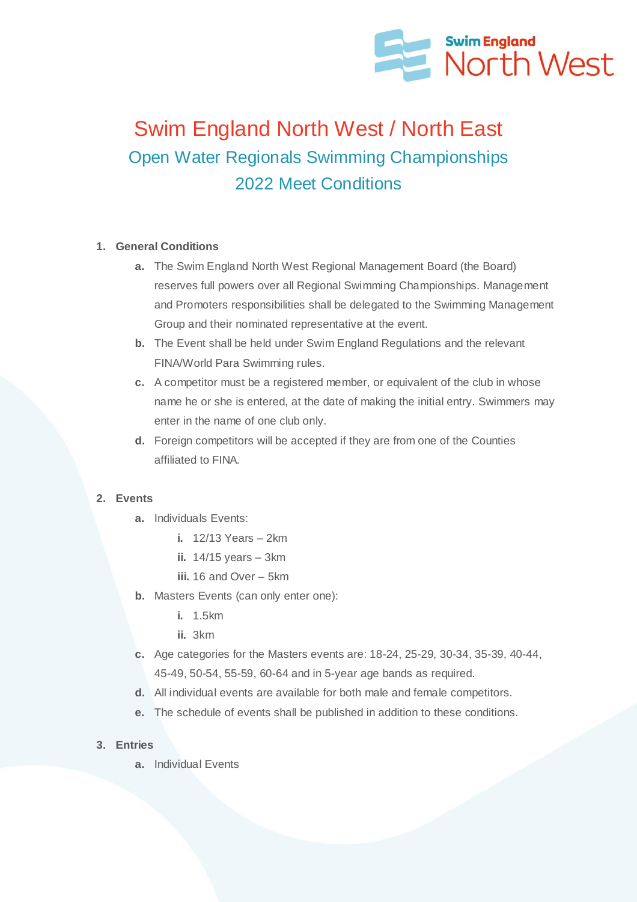# Swim England North West / North East

## Open Water Regionals Swimming Championships
## 2022 Meet Conditions

1. **General Conditions**
   - **a.** The Swim England North West Regional Management Board (the Board) reserves full powers over all Regional Swimming Championships. Management and Promoters responsibilities shall be delegated to the Swimming Management Group and their nominated representative at the event.
   - **b.** The Event shall be held under Swim England Regulations and the relevant FINA/World Para Swimming rules.
   - **c.** A competitor must be a registered member, or equivalent of the club in whose name he or she is entered, at the date of making the initial entry. Swimmers may enter in the name of one club only.
   - **d.** Foreign competitors will be accepted if they are from one of the Counties affiliated to FINA.

2. **Events**
   - **a.** Individuals Events:
     - **i.** 12/13 Years – 2km
     - **ii.** 14/15 years – 3km
     - **iii.** 16 and Over – 5km
   - **b.** Masters Events (can only enter one):
     - **i.** 1.5km
     - **ii.** 3km
   - **c.** Age categories for the Masters events are: 18-24, 25-29, 30-34, 35-39, 40-44, 45-49, 50-54, 55-59, 60-64 and in 5-year age bands as required.
   - **d.** All individual events are available for both male and female competitors.
   - **e.** The schedule of events shall be published in addition to these conditions.

3. **Entries**
   - **a.** Individual Events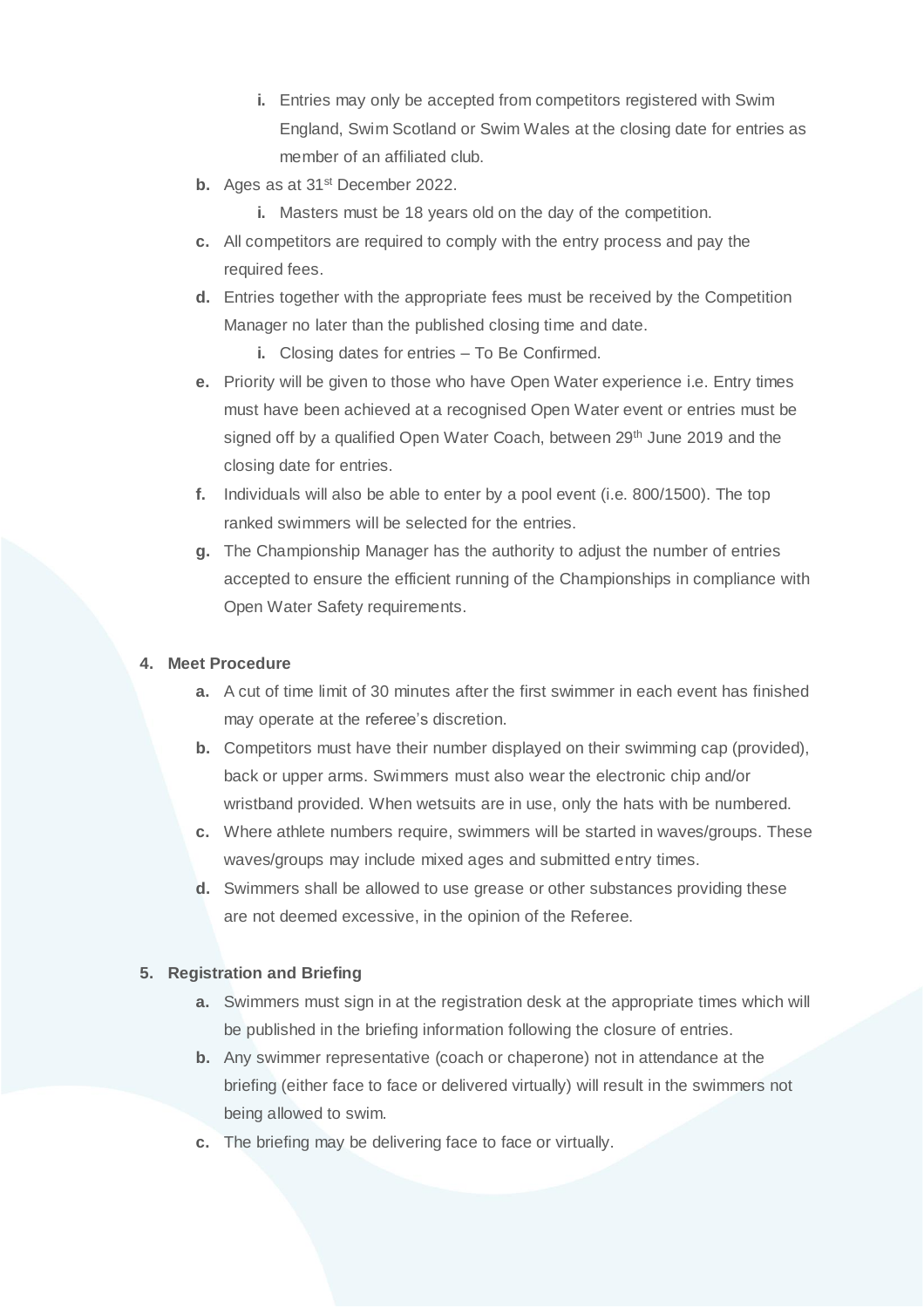i. Entries may only be accepted from competitors registered with Swim England, Swim Scotland or Swim Wales at the closing date for entries as member of an affiliated club.

b. Ages as at 31st December 2022.
    i. Masters must be 18 years old on the day of the competition.

c. All competitors are required to comply with the entry process and pay the required fees.

d. Entries together with the appropriate fees must be received by the Competition Manager no later than the published closing time and date.
    i. Closing dates for entries – To Be Confirmed.

e. Priority will be given to those who have Open Water experience i.e. Entry times must have been achieved at a recognised Open Water event or entries must be signed off by a qualified Open Water Coach, between 29th June 2019 and the closing date for entries.

f. Individuals will also be able to enter by a pool event (i.e. 800/1500). The top ranked swimmers will be selected for the entries.

g. The Championship Manager has the authority to adjust the number of entries accepted to ensure the efficient running of the Championships in compliance with Open Water Safety requirements.

**4. Meet Procedure**

a. A cut of time limit of 30 minutes after the first swimmer in each event has finished may operate at the referee's discretion.

b. Competitors must have their number displayed on their swimming cap (provided), back or upper arms. Swimmers must also wear the electronic chip and/or wristband provided. When wetsuits are in use, only the hats with be numbered.

c. Where athlete numbers require, swimmers will be started in waves/groups. These waves/groups may include mixed ages and submitted entry times.

d. Swimmers shall be allowed to use grease or other substances providing these are not deemed excessive, in the opinion of the Referee.

**5. Registration and Briefing**

a. Swimmers must sign in at the registration desk at the appropriate times which will be published in the briefing information following the closure of entries.

b. Any swimmer representative (coach or chaperone) not in attendance at the briefing (either face to face or delivered virtually) will result in the swimmers not being allowed to swim.

c. The briefing may be delivering face to face or virtually.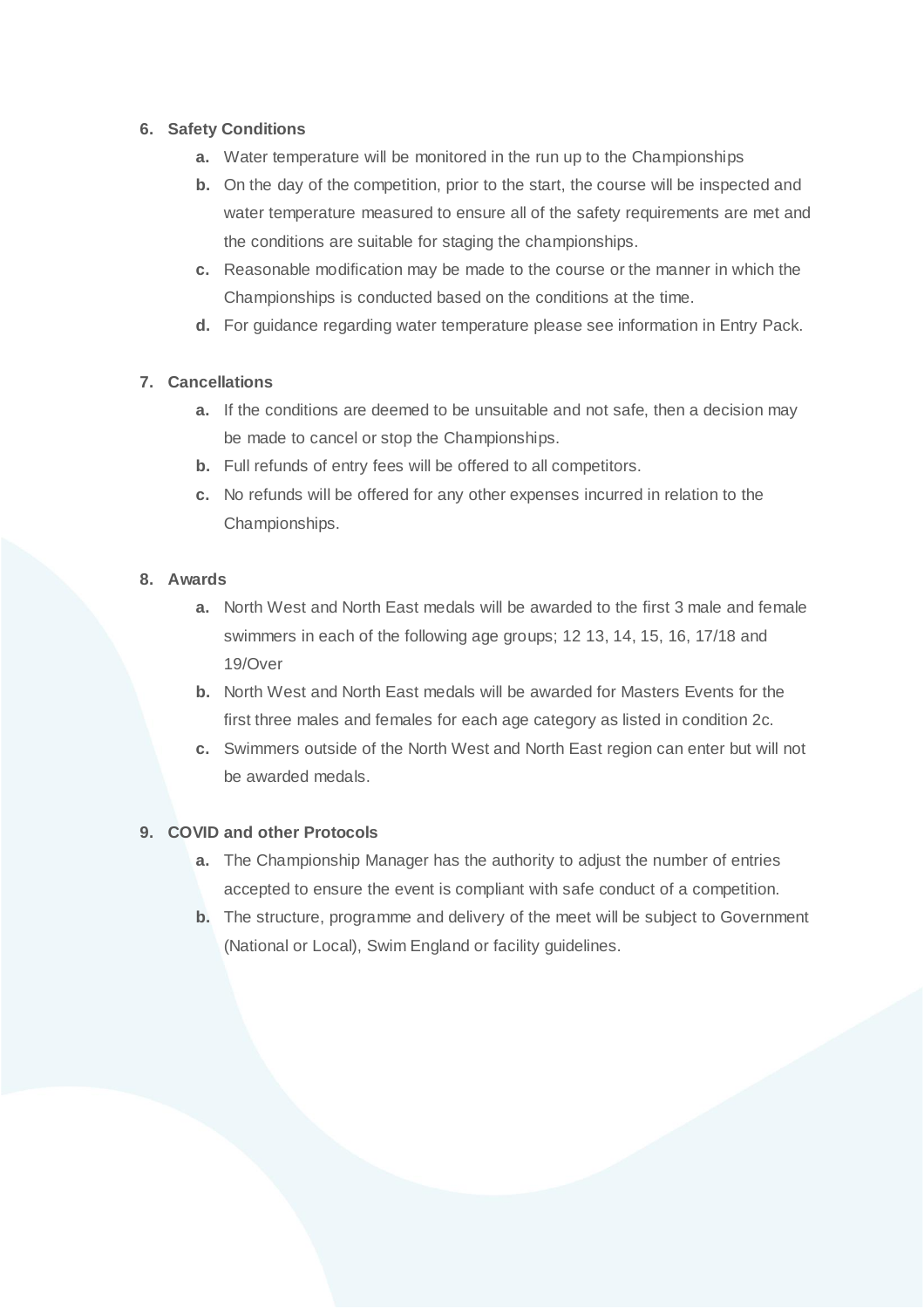6. **Safety Conditions**
    - **a.** Water temperature will be monitored in the run up to the Championships
    - **b.** On the day of the competition, prior to the start, the course will be inspected and water temperature measured to ensure all of the safety requirements are met and the conditions are suitable for staging the championships.
    - **c.** Reasonable modification may be made to the course or the manner in which the Championships is conducted based on the conditions at the time.
    - **d.** For guidance regarding water temperature please see information in Entry Pack.

7. **Cancellations**
    - **a.** If the conditions are deemed to be unsuitable and not safe, then a decision may be made to cancel or stop the Championships.
    - **b.** Full refunds of entry fees will be offered to all competitors.
    - **c.** No refunds will be offered for any other expenses incurred in relation to the Championships.

8. **Awards**
    - **a.** North West and North East medals will be awarded to the first 3 male and female swimmers in each of the following age groups; 12 13, 14, 15, 16, 17/18 and 19/Over
    - **b.** North West and North East medals will be awarded for Masters Events for the first three males and females for each age category as listed in condition 2c.
    - **c.** Swimmers outside of the North West and North East region can enter but will not be awarded medals.

9. **COVID and other Protocols**
    - **a.** The Championship Manager has the authority to adjust the number of entries accepted to ensure the event is compliant with safe conduct of a competition.
    - **b.** The structure, programme and delivery of the meet will be subject to Government (National or Local), Swim England or facility guidelines.